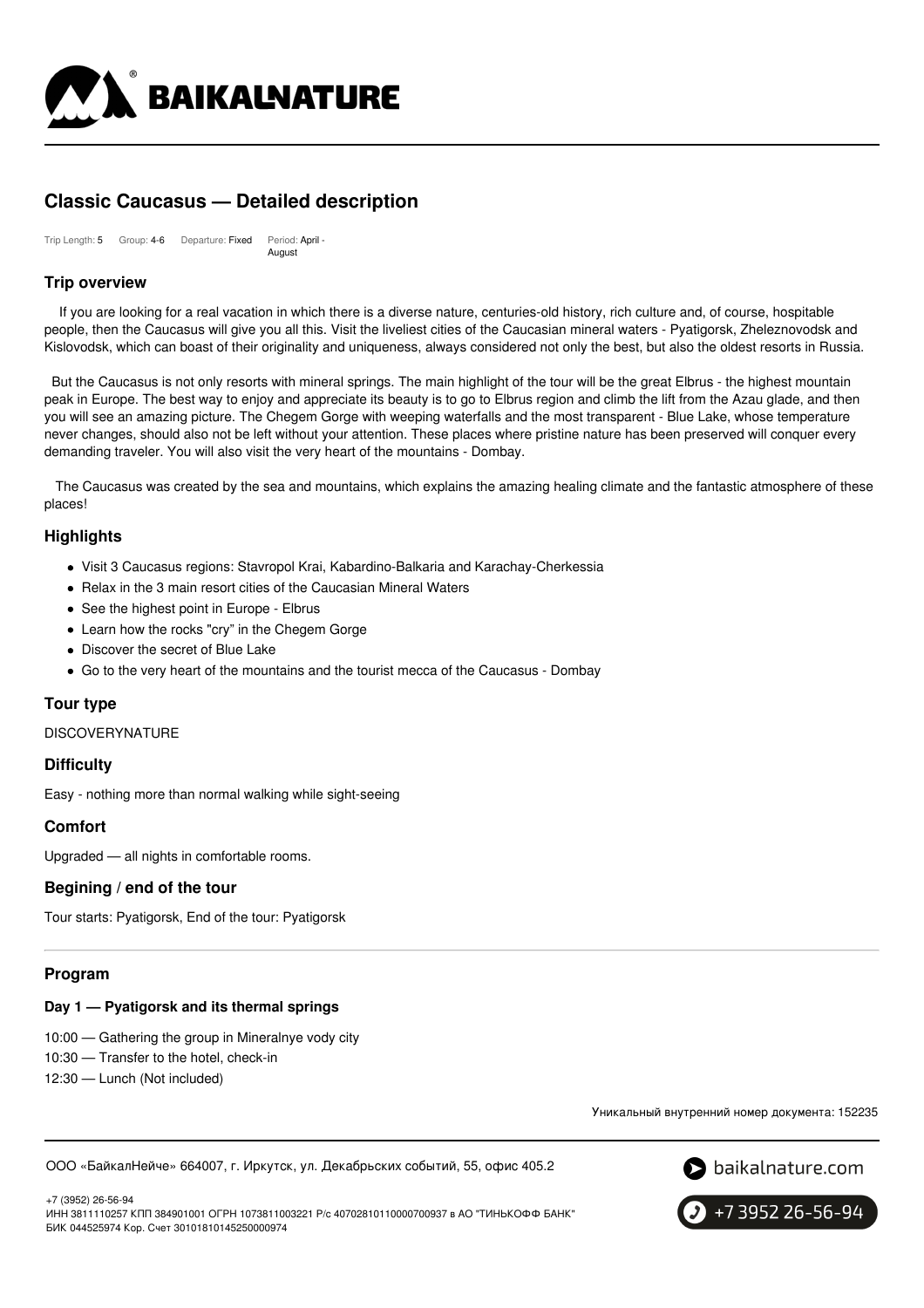# Classic Caucasus — Detailed description

Trip Length: **5** Group: **4-6** Departure: **Fixed** Period: **April - August**

## Trip overview

If you are looking for a real vacation in which there is a diverse nature, centuries-old history, rich culture and, of course, hospitable people, then the Caucasus will give you all this. Visit the liveliest cities of the Caucasian mineral waters - Pyatigorsk, Zheleznovodsk and Kislovodsk, which can boast of their originality and uniqueness, always considered not only the best, but also the oldest resorts in Russia.

But the Caucasus is not only resorts with mineral springs. The main highlight of the tour will be the great Elbrus - the highest mountain peak in Europe. The best way to enjoy and appreciate its beauty is to go to Elbrus region and climb the lift from the Azau glade, and then you will see an amazing picture. The Chegem Gorge with weeping waterfalls and the most transparent - Blue Lake, whose temperature never changes, should also not be left without your attention. These places where pristine nature has been preserved will conquer every demanding traveler. You will also visit the very heart of the mountains - Dombay.

The Caucasus was created by the sea and mountains, which explains the amazing healing climate and the fantastic atmosphere of these places!

## Highlights

- Visit 3 Caucasus regions: Stavropol Krai, Kabardino-Balkaria and Karachay-Cherkessia
- Relax in the 3 main resort cities of the Caucasian Mineral Waters
- See the highest point in Europe - Elbrus
- Learn how the rocks "cry" in the Chegem Gorge
- Discover the secret of Blue Lake
- Go to the very heart of the mountains and the tourist mecca of the Caucasus - Dombay

## Tour type

DISCOVERYNATURE

## Difficulty

Easy - nothing more than normal walking while sight-seeing

## Comfort

Upgraded — all nights in comfortable rooms.

## Begining / end of the tour

Tour starts: Pyatigorsk, End of the tour: Pyatigorsk

---

## Program

### Day 1 — Pyatigorsk and its thermal springs

10:00 — Gathering the group in Mineralnye vody city
10:30 — Transfer to the hotel, check-in
12:30 — Lunch (Not included)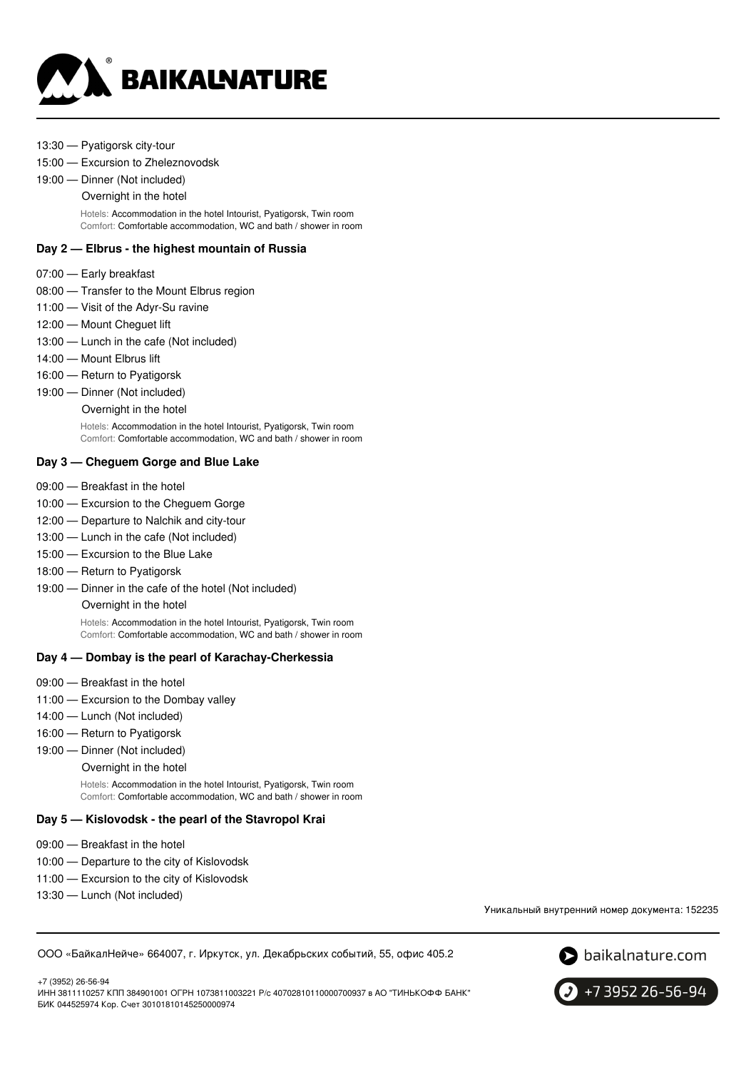13:30 — Pyatigorsk city-tour

15:00 — Excursion to Zheleznovodsk

19:00 — Dinner (Not included)

Overnight in the hotel

Hotels: Accommodation in the hotel Intourist, Pyatigorsk, Twin room
Comfort: Comfortable accommodation, WC and bath / shower in room

### Day 2 — Elbrus - the highest mountain of Russia

07:00 — Early breakfast

08:00 — Transfer to the Mount Elbrus region

11:00 — Visit of the Adyr-Su ravine

12:00 — Mount Cheguet lift

13:00 — Lunch in the cafe (Not included)

14:00 — Mount Elbrus lift

16:00 — Return to Pyatigorsk

19:00 — Dinner (Not included)

Overnight in the hotel

Hotels: Accommodation in the hotel Intourist, Pyatigorsk, Twin room
Comfort: Comfortable accommodation, WC and bath / shower in room

### Day 3 — Cheguem Gorge and Blue Lake

09:00 — Breakfast in the hotel

10:00 — Excursion to the Cheguem Gorge

12:00 — Departure to Nalchik and city-tour

13:00 — Lunch in the cafe (Not included)

15:00 — Excursion to the Blue Lake

18:00 — Return to Pyatigorsk

19:00 — Dinner in the cafe of the hotel (Not included)

Overnight in the hotel

Hotels: Accommodation in the hotel Intourist, Pyatigorsk, Twin room
Comfort: Comfortable accommodation, WC and bath / shower in room

### Day 4 — Dombay is the pearl of Karachay-Cherkessia

09:00 — Breakfast in the hotel

11:00 — Excursion to the Dombay valley

14:00 — Lunch (Not included)

16:00 — Return to Pyatigorsk

19:00 — Dinner (Not included)

Overnight in the hotel

Hotels: Accommodation in the hotel Intourist, Pyatigorsk, Twin room
Comfort: Comfortable accommodation, WC and bath / shower in room

### Day 5 — Kislovodsk - the pearl of the Stavropol Krai

09:00 — Breakfast in the hotel

10:00 — Departure to the city of Kislovodsk

11:00 — Excursion to the city of Kislovodsk

13:30 — Lunch (Not included)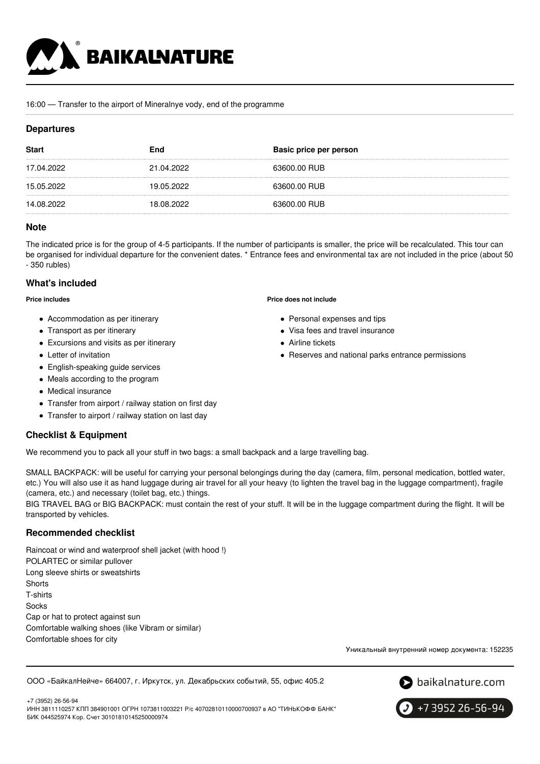16:00 — Transfer to the airport of Mineralnye vody, end of the programme

## Departures

| Start | End | Basic price per person |
|---|---|---|
| 17.04.2022 | 21.04.2022 | 63600.00 RUB |
| 15.05.2022 | 19.05.2022 | 63600.00 RUB |
| 14.08.2022 | 18.08.2022 | 63600.00 RUB |

## Note

The indicated price is for the group of 4-5 participants. If the number of participants is smaller, the price will be recalculated. This tour can be organised for individual departure for the convenient dates. * Entrance fees and environmental tax are not included in the price (about 50 - 350 rubles)

## What's included

**Price includes**

- Accommodation as per itinerary
- Transport as per itinerary
- Excursions and visits as per itinerary
- Letter of invitation
- English-speaking guide services
- Meals according to the program
- Medical insurance
- Transfer from airport / railway station on first day
- Transfer to airport / railway station on last day

**Price does not include**

- Personal expenses and tips
- Visa fees and travel insurance
- Airline tickets
- Reserves and national parks entrance permissions

## Checklist & Equipment

We recommend you to pack all your stuff in two bags: a small backpack and a large travelling bag.

SMALL BACKPACK: will be useful for carrying your personal belongings during the day (camera, film, personal medication, bottled water, etc.) You will also use it as hand luggage during air travel for all your heavy (to lighten the travel bag in the luggage compartment), fragile (camera, etc.) and necessary (toilet bag, etc.) things.
BIG TRAVEL BAG or BIG BACKPACK: must contain the rest of your stuff. It will be in the luggage compartment during the flight. It will be transported by vehicles.

## Recommended checklist

Raincoat or wind and waterproof shell jacket (with hood !)
POLARTEC or similar pullover
Long sleeve shirts or sweatshirts
Shorts
T-shirts
Socks
Cap or hat to protect against sun
Comfortable walking shoes (like Vibram or similar)
Comfortable shoes for city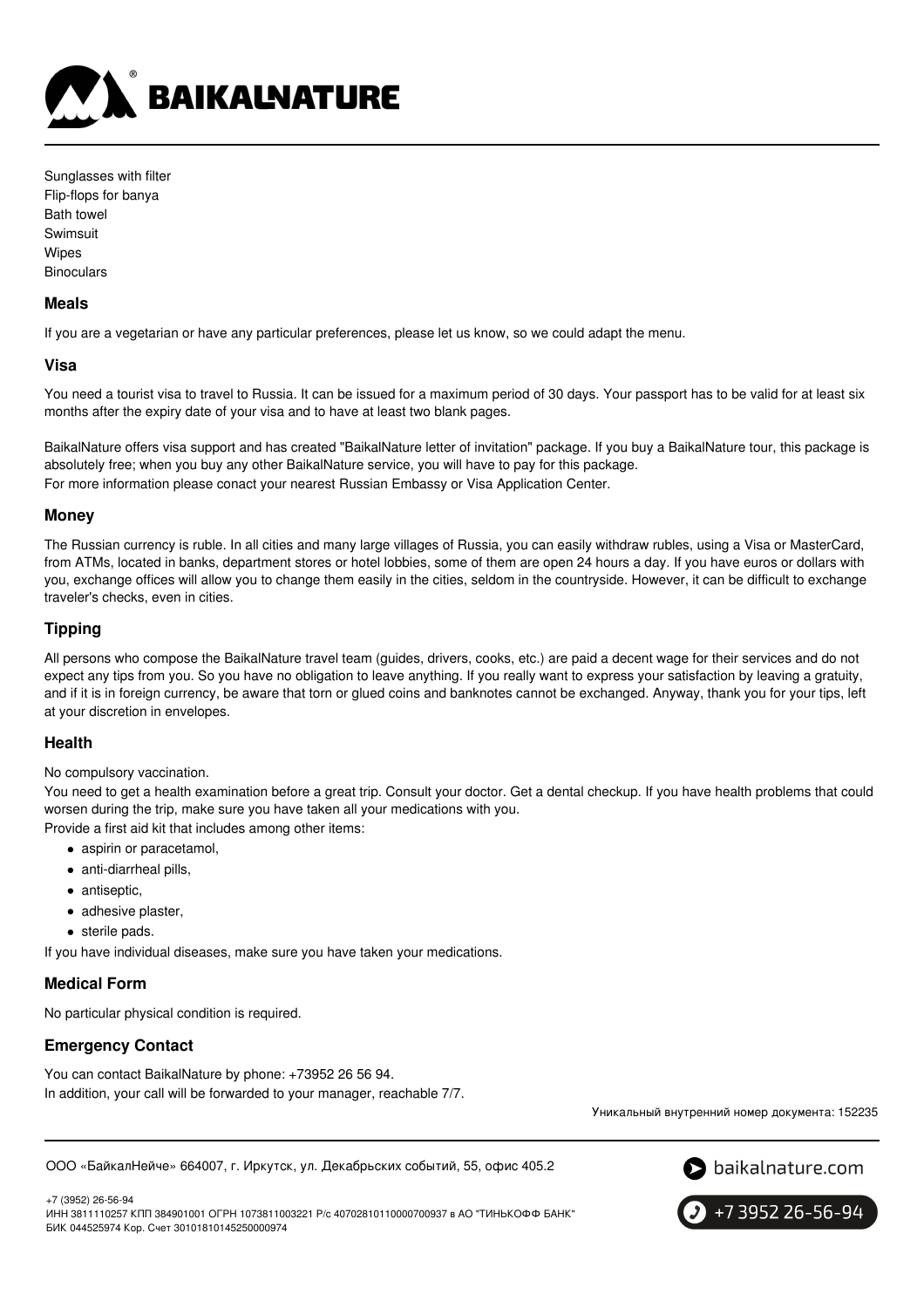Sunglasses with filter
Flip-flops for banya
Bath towel
Swimsuit
Wipes
Binoculars

### Meals

If you are a vegetarian or have any particular preferences, please let us know, so we could adapt the menu.

### Visa

You need a tourist visa to travel to Russia. It can be issued for a maximum period of 30 days. Your passport has to be valid for at least six months after the expiry date of your visa and to have at least two blank pages.

BaikalNature offers visa support and has created "BaikalNature letter of invitation" package. If you buy a BaikalNature tour, this package is absolutely free; when you buy any other BaikalNature service, you will have to pay for this package.
For more information please conact your nearest Russian Embassy or Visa Application Center.

### Money

The Russian currency is ruble. In all cities and many large villages of Russia, you can easily withdraw rubles, using a Visa or MasterCard, from ATMs, located in banks, department stores or hotel lobbies, some of them are open 24 hours a day. If you have euros or dollars with you, exchange offices will allow you to change them easily in the cities, seldom in the countryside. However, it can be difficult to exchange traveler's checks, even in cities.

### Tipping

All persons who compose the BaikalNature travel team (guides, drivers, cooks, etc.) are paid a decent wage for their services and do not expect any tips from you. So you have no obligation to leave anything. If you really want to express your satisfaction by leaving a gratuity, and if it is in foreign currency, be aware that torn or glued coins and banknotes cannot be exchanged. Anyway, thank you for your tips, left at your discretion in envelopes.

### Health

No compulsory vaccination.
You need to get a health examination before a great trip. Consult your doctor. Get a dental checkup. If you have health problems that could worsen during the trip, make sure you have taken all your medications with you.
Provide a first aid kit that includes among other items:

- aspirin or paracetamol,
- anti-diarrheal pills,
- antiseptic,
- adhesive plaster,
- sterile pads.

If you have individual diseases, make sure you have taken your medications.

### Medical Form

No particular physical condition is required.

### Emergency Contact

You can contact BaikalNature by phone: +73952 26 56 94.
In addition, your call will be forwarded to your manager, reachable 7/7.

Уникальный внутренний номер документа: 152235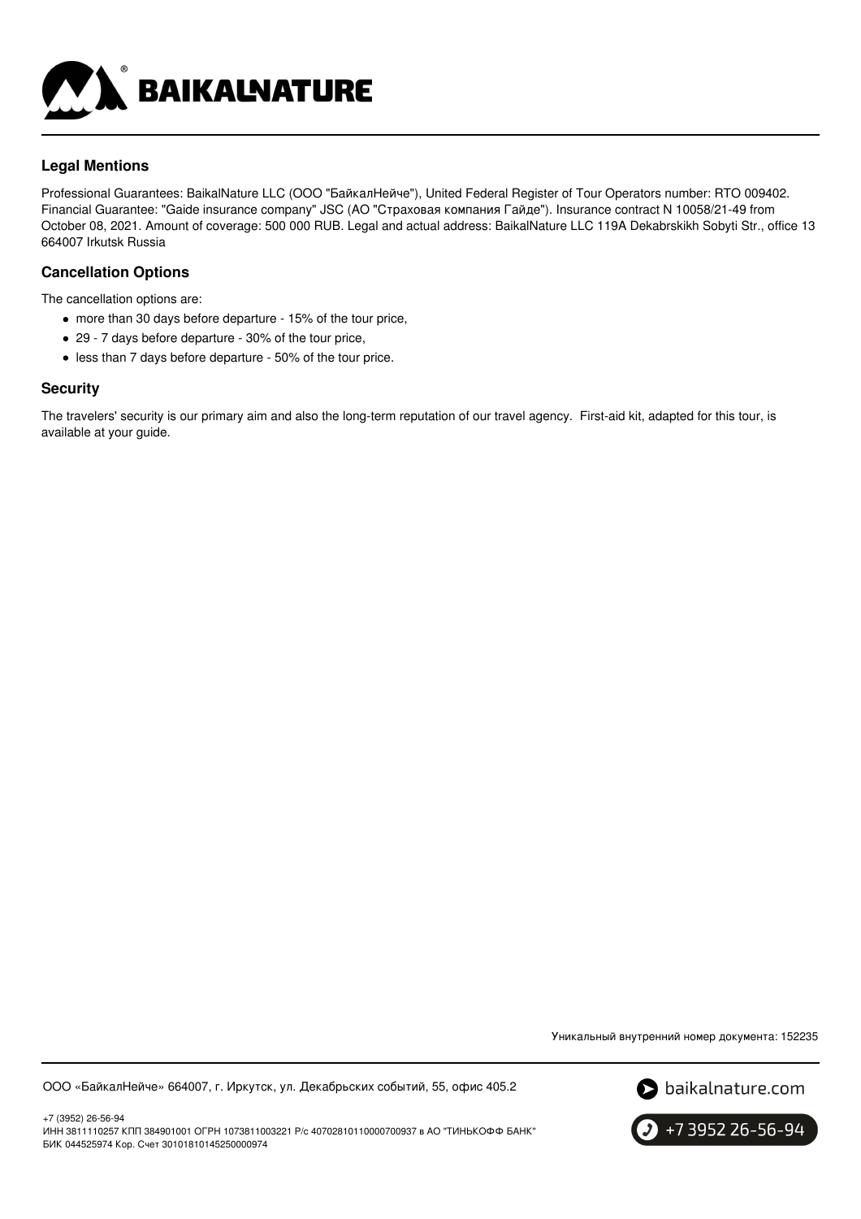## Legal Mentions

Professional Guarantees: BaikalNature LLC (ООО "БайкалНейче"), United Federal Register of Tour Operators number: RTO 009402. Financial Guarantee: "Gaide insurance company" JSC (АО "Страховая компания Гайде"). Insurance contract N 10058/21-49 from October 08, 2021. Amount of coverage: 500 000 RUB. Legal and actual address: BaikalNature LLC 119A Dekabrskikh Sobyti Str., office 13 664007 Irkutsk Russia

## Cancellation Options

The cancellation options are:

- more than 30 days before departure - 15% of the tour price,
- 29 - 7 days before departure - 30% of the tour price,
- less than 7 days before departure - 50% of the tour price.

## Security

The travelers' security is our primary aim and also the long-term reputation of our travel agency. First-aid kit, adapted for this tour, is available at your guide.

Уникальный внутренний номер документа: 152235